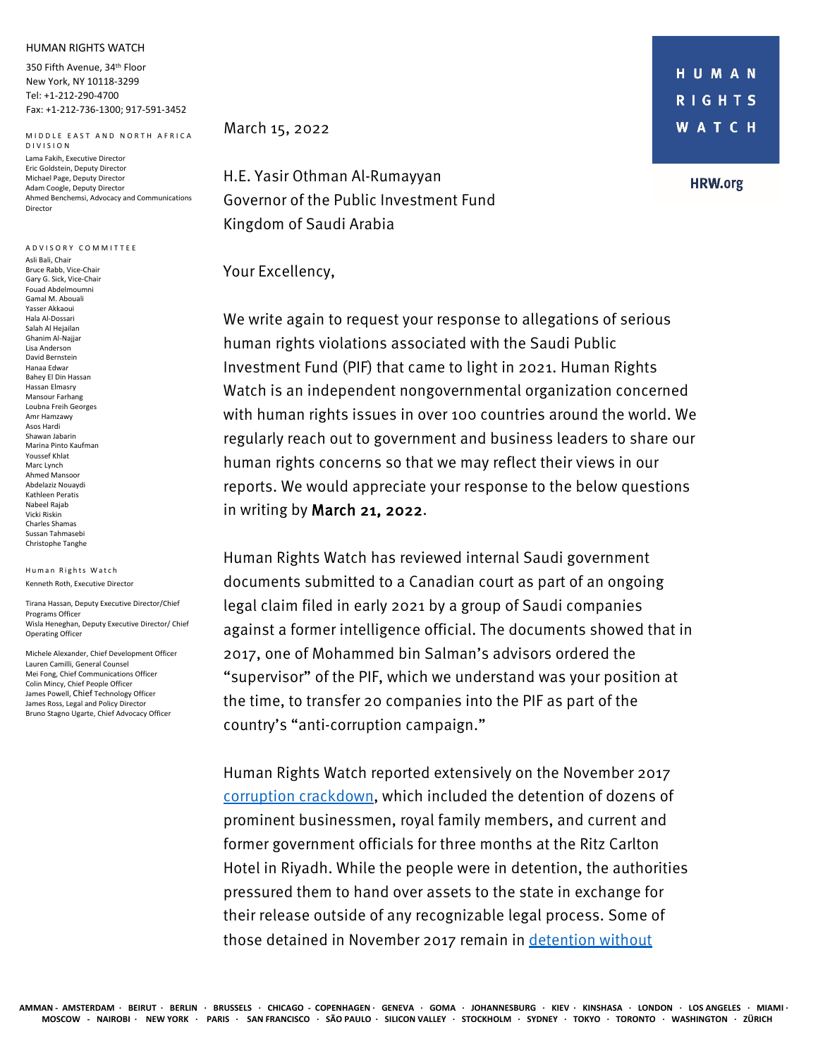HUMAN RIGHTS WATCH

350 Fifth Avenue, 34th Floor
New York, NY 10118-3299
Tel: +1-212-290-4700
Fax: +1-212-736-1300; 917-591-3452

MIDDLE EAST AND NORTH AFRICA DIVISION

Lama Fakih, Executive Director
Eric Goldstein, Deputy Director
Michael Page, Deputy Director
Adam Coogle, Deputy Director
Ahmed Benchemsi, Advocacy and Communications Director

ADVISORY COMMITTEE

Asli Bali, Chair
Bruce Rabb, Vice-Chair
Gary G. Sick, Vice-Chair
Fouad Abdelmoumni
Gamal M. Abouali
Yasser Akkaoui
Hala Al-Dossari
Salah Al Hejailan
Ghanim Al-Najjar
Lisa Anderson
David Bernstein
Hanaa Edwar
Bahey El Din Hassan
Hassan Elmasry
Mansour Farhang
Loubna Freih Georges
Amr Hamzawy
Asos Hardi
Shawan Jabarin
Marina Pinto Kaufman
Youssef Khlat
Marc Lynch
Ahmed Mansoor
Abdelaziz Nouaydi
Kathleen Peratis
Nabeel Rajab
Vicki Riskin
Charles Shamas
Sussan Tahmasebi
Christophe Tanghe

Human Rights Watch

Kenneth Roth, Executive Director

Tirana Hassan, Deputy Executive Director/Chief Programs Officer
Wisla Heneghan, Deputy Executive Director/ Chief Operating Officer

Michele Alexander, Chief Development Officer
Lauren Camilli, General Counsel
Mei Fong, Chief Communications Officer
Colin Mincy, Chief People Officer
James Powell, Chief Technology Officer
James Ross, Legal and Policy Director
Bruno Stagno Ugarte, Chief Advocacy Officer

HUMAN RIGHTS WATCH

HRW.org

March 15, 2022

H.E. Yasir Othman Al-Rumayyan
Governor of the Public Investment Fund
Kingdom of Saudi Arabia

Your Excellency,

We write again to request your response to allegations of serious human rights violations associated with the Saudi Public Investment Fund (PIF) that came to light in 2021. Human Rights Watch is an independent nongovernmental organization concerned with human rights issues in over 100 countries around the world. We regularly reach out to government and business leaders to share our human rights concerns so that we may reflect their views in our reports. We would appreciate your response to the below questions in writing by **March 21, 2022**.

Human Rights Watch has reviewed internal Saudi government documents submitted to a Canadian court as part of an ongoing legal claim filed in early 2021 by a group of Saudi companies against a former intelligence official. The documents showed that in 2017, one of Mohammed bin Salman's advisors ordered the "supervisor" of the PIF, which we understand was your position at the time, to transfer 20 companies into the PIF as part of the country's "anti-corruption campaign."

Human Rights Watch reported extensively on the November 2017 corruption crackdown, which included the detention of dozens of prominent businessmen, royal family members, and current and former government officials for three months at the Ritz Carlton Hotel in Riyadh. While the people were in detention, the authorities pressured them to hand over assets to the state in exchange for their release outside of any recognizable legal process. Some of those detained in November 2017 remain in detention without

AMMAN - AMSTERDAM · BEIRUT · BERLIN · BRUSSELS · CHICAGO - COPENHAGEN · GENEVA · GOMA · JOHANNESBURG · KIEV · KINSHASA · LONDON · LOS ANGELES · MIAMI · MOSCOW - NAIROBI · NEW YORK · PARIS · SAN FRANCISCO · SÃO PAULO · SILICON VALLEY · STOCKHOLM · SYDNEY · TOKYO · TORONTO · WASHINGTON · ZÜRICH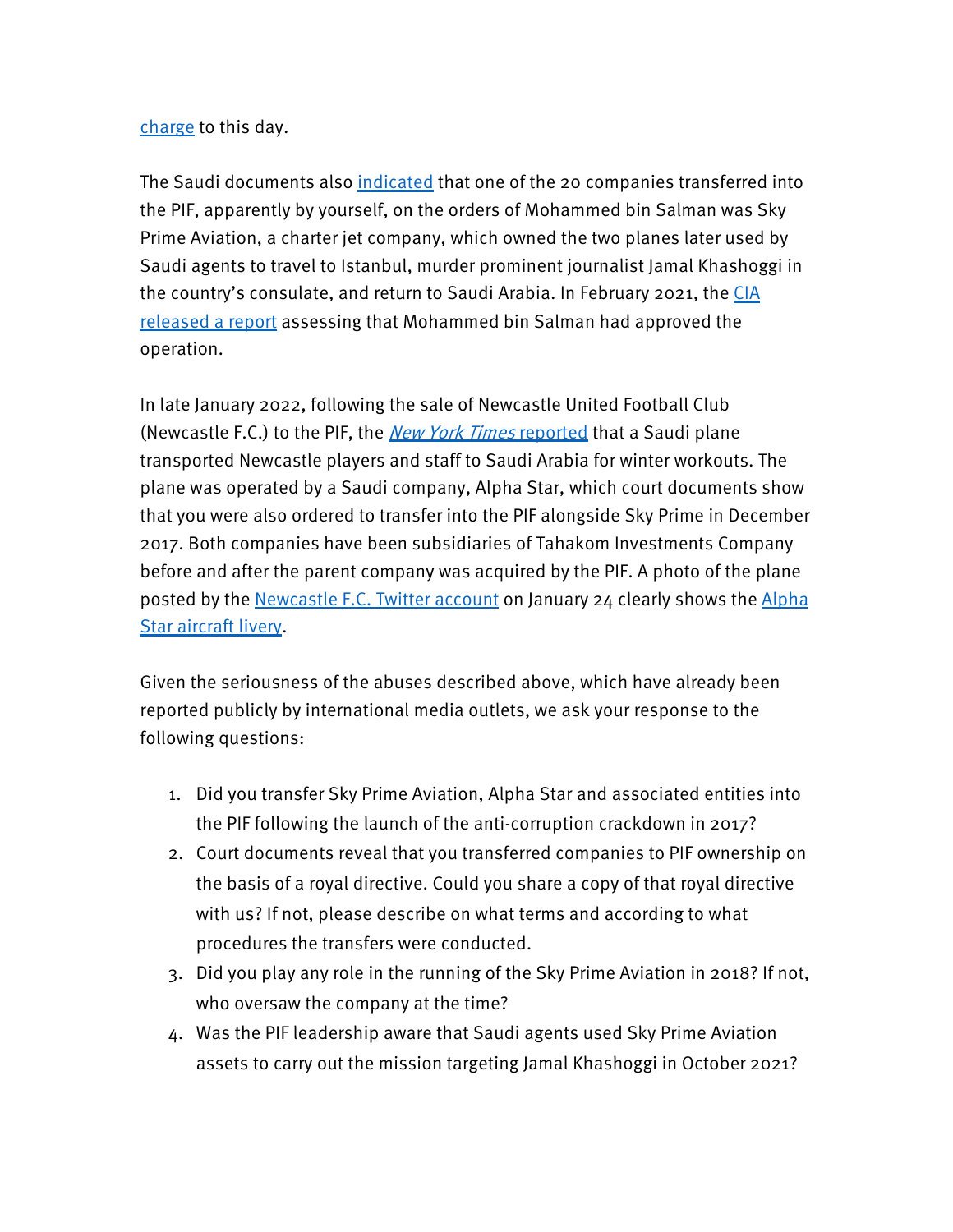charge to this day.

The Saudi documents also indicated that one of the 20 companies transferred into the PIF, apparently by yourself, on the orders of Mohammed bin Salman was Sky Prime Aviation, a charter jet company, which owned the two planes later used by Saudi agents to travel to Istanbul, murder prominent journalist Jamal Khashoggi in the country's consulate, and return to Saudi Arabia. In February 2021, the CIA released a report assessing that Mohammed bin Salman had approved the operation.

In late January 2022, following the sale of Newcastle United Football Club (Newcastle F.C.) to the PIF, the *New York Times* reported that a Saudi plane transported Newcastle players and staff to Saudi Arabia for winter workouts. The plane was operated by a Saudi company, Alpha Star, which court documents show that you were also ordered to transfer into the PIF alongside Sky Prime in December 2017. Both companies have been subsidiaries of Tahakom Investments Company before and after the parent company was acquired by the PIF. A photo of the plane posted by the Newcastle F.C. Twitter account on January 24 clearly shows the Alpha Star aircraft livery.

Given the seriousness of the abuses described above, which have already been reported publicly by international media outlets, we ask your response to the following questions:

1. Did you transfer Sky Prime Aviation, Alpha Star and associated entities into the PIF following the launch of the anti-corruption crackdown in 2017?
2. Court documents reveal that you transferred companies to PIF ownership on the basis of a royal directive. Could you share a copy of that royal directive with us? If not, please describe on what terms and according to what procedures the transfers were conducted.
3. Did you play any role in the running of the Sky Prime Aviation in 2018? If not, who oversaw the company at the time?
4. Was the PIF leadership aware that Saudi agents used Sky Prime Aviation assets to carry out the mission targeting Jamal Khashoggi in October 2021?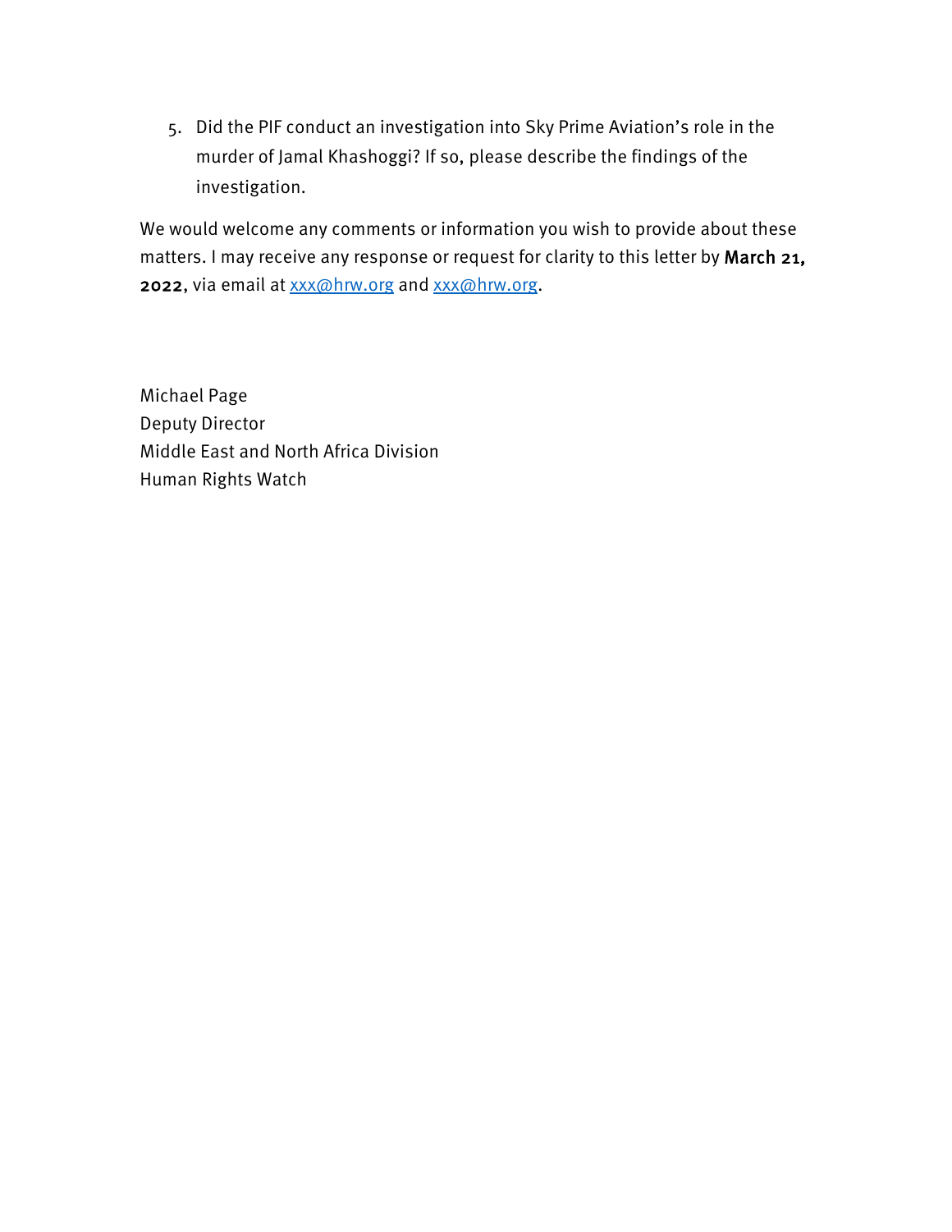5. Did the PIF conduct an investigation into Sky Prime Aviation's role in the murder of Jamal Khashoggi? If so, please describe the findings of the investigation.

We would welcome any comments or information you wish to provide about these matters. I may receive any response or request for clarity to this letter by **March 21, 2022**, via email at xxx@hrw.org and xxx@hrw.org.

Michael Page
Deputy Director
Middle East and North Africa Division
Human Rights Watch